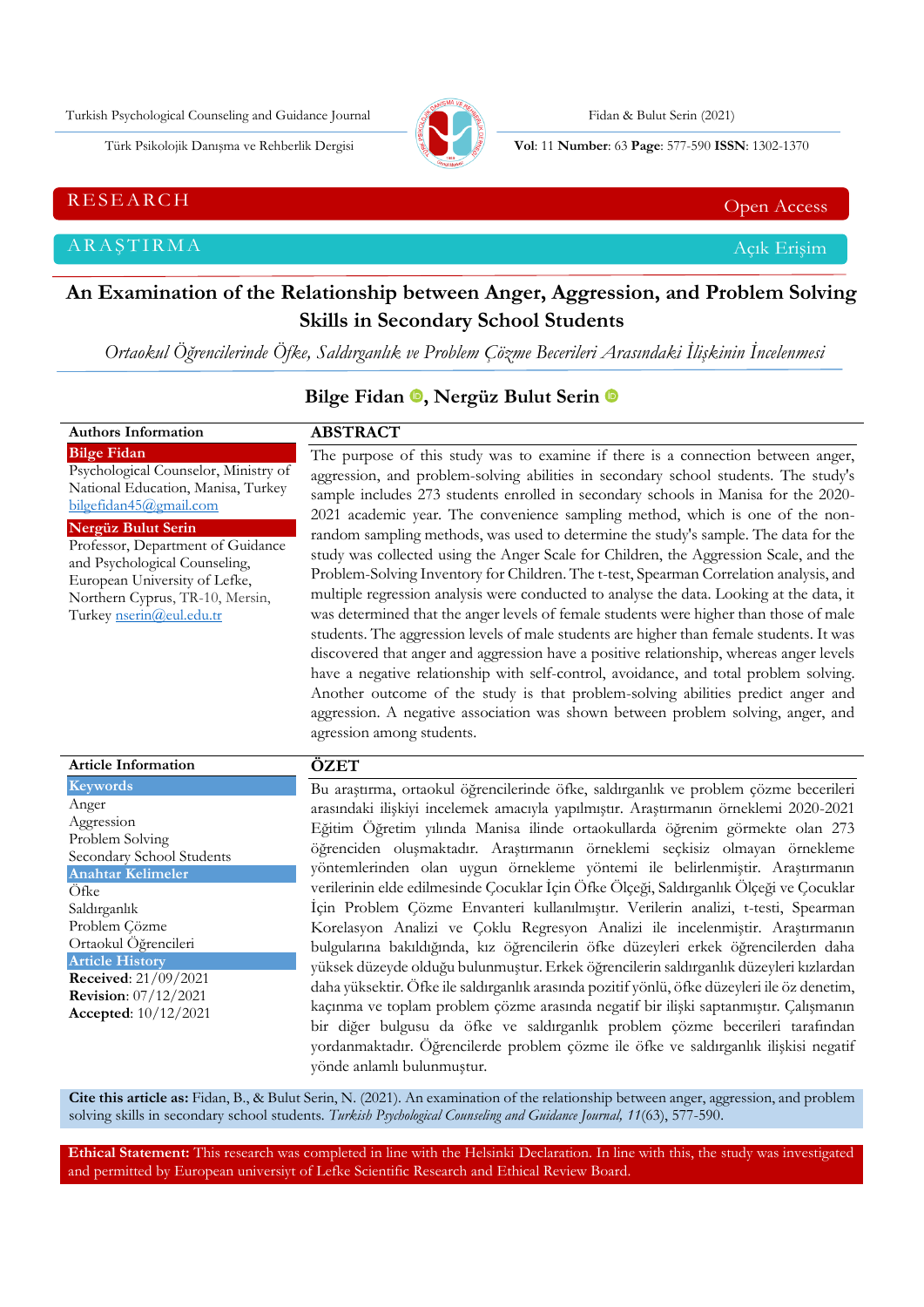RESEARCH — Open Access

ARAŞTIRMA — Açık Erişim

# An Examination of the Relationship between Anger, Aggression, and Problem Solving Skills in Secondary School Students

*Ortaokul Öğrencilerinde Öfke, Saldırganlık ve Problem Çözme Becerileri Arasındaki İlişkinin İncelenmesi*

**Bilge Fidan, Nergüz Bulut Serin**

**Authors Information**

**Bilge Fidan**
Psychological Counselor, Ministry of National Education, Manisa, Turkey
bilgefidan45@gmail.com

**Nergüz Bulut Serin**
Professor, Department of Guidance and Psychological Counseling, European University of Lefke, Northern Cyprus, TR-10, Mersin, Turkey nserin@eul.edu.tr

## ABSTRACT

The purpose of this study was to examine if there is a connection between anger, aggression, and problem-solving abilities in secondary school students. The study's sample includes 273 students enrolled in secondary schools in Manisa for the 2020-2021 academic year. The convenience sampling method, which is one of the non-random sampling methods, was used to determine the study's sample. The data for the study was collected using the Anger Scale for Children, the Aggression Scale, and the Problem-Solving Inventory for Children. The t-test, Spearman Correlation analysis, and multiple regression analysis were conducted to analyse the data. Looking at the data, it was determined that the anger levels of female students were higher than those of male students. The aggression levels of male students are higher than female students. It was discovered that anger and aggression have a positive relationship, whereas anger levels have a negative relationship with self-control, avoidance, and total problem solving. Another outcome of the study is that problem-solving abilities predict anger and aggression. A negative association was shown between problem solving, anger, and agression among students.

**Article Information**

**Keywords**
Anger
Aggression
Problem Solving
Secondary School Students

**Anahtar Kelimeler**
Öfke
Saldırganlık
Problem Çözme
Ortaokul Öğrencileri

**Article History**
**Received**: 21/09/2021
**Revision**: 07/12/2021
**Accepted**: 10/12/2021

## ÖZET

Bu araştırma, ortaokul öğrencilerinde öfke, saldırganlık ve problem çözme becerileri arasındaki ilişkiyi incelemek amacıyla yapılmıştır. Araştırmanın örneklemi 2020-2021 Eğitim Öğretim yılında Manisa ilinde ortaokullarda öğrenim görmekte olan 273 öğrenciden oluşmaktadır. Araştırmanın örneklemi seçkisiz olmayan örnekleme yöntemlerinden olan uygun örnekleme yöntemi ile belirlenmiştir. Araştırmanın verilerinin elde edilmesinde Çocuklar İçin Öfke Ölçeği, Saldırganlık Ölçeği ve Çocuklar İçin Problem Çözme Envanteri kullanılmıştır. Verilerin analizi, t-testi, Spearman Korelasyon Analizi ve Çoklu Regresyon Analizi ile incelenmiştir. Araştırmanın bulgularına bakıldığında, kız öğrencilerin öfke düzeyleri erkek öğrencilerden daha yüksek düzeyde olduğu bulunmuştur. Erkek öğrencilerin saldırganlık düzeyleri kızlardan daha yüksektir. Öfke ile saldırganlık arasında pozitif yönlü, öfke düzeyleri ile öz denetim, kaçınma ve toplam problem çözme arasında negatif bir ilişki saptanmıştır. Çalışmanın bir diğer bulgusu da öfke ve saldırganlık problem çözme becerileri tarafından yordanmaktadır. Öğrencilerde problem çözme ile öfke ve saldırganlık ilişkisi negatif yönde anlamlı bulunmuştur.

**Cite this article as:** Fidan, B., & Bulut Serin, N. (2021). An examination of the relationship between anger, aggression, and problem solving skills in secondary school students. *Turkish Psychological Counseling and Guidance Journal, 11*(63), 577-590.

**Ethical Statement:** This research was completed in line with the Helsinki Declaration. In line with this, the study was investigated and permitted by European universiyt of Lefke Scientific Research and Ethical Review Board.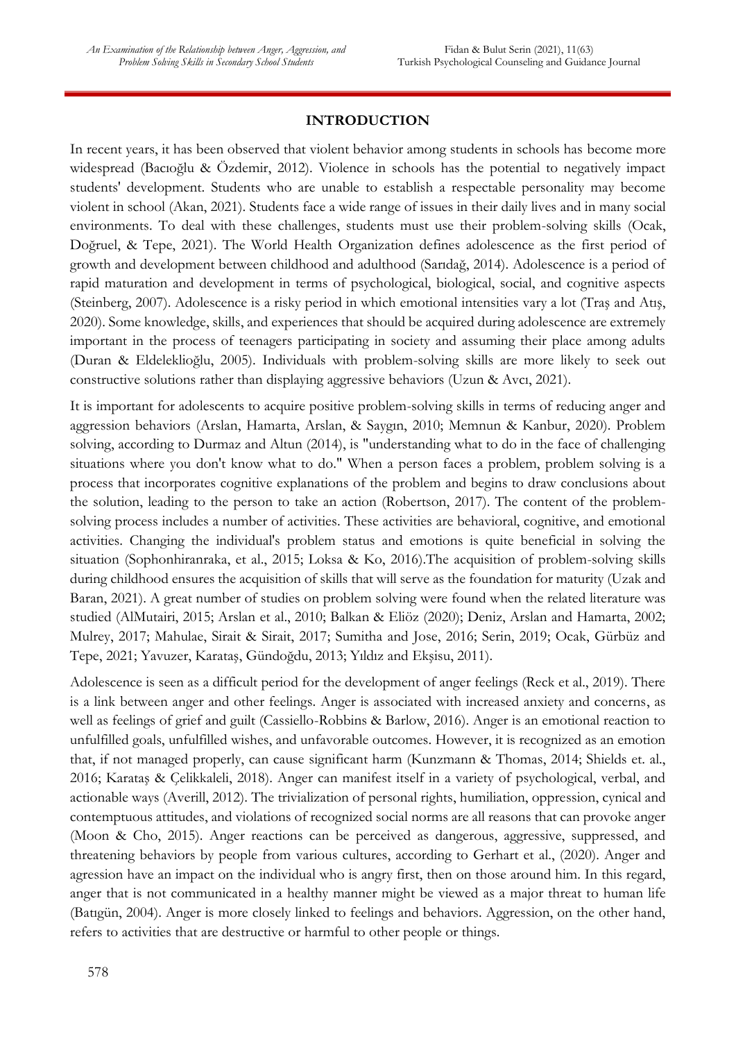## INTRODUCTION

In recent years, it has been observed that violent behavior among students in schools has become more widespread (Bacıoğlu & Özdemir, 2012). Violence in schools has the potential to negatively impact students' development. Students who are unable to establish a respectable personality may become violent in school (Akan, 2021). Students face a wide range of issues in their daily lives and in many social environments. To deal with these challenges, students must use their problem-solving skills (Ocak, Doğruel, & Tepe, 2021). The World Health Organization defines adolescence as the first period of growth and development between childhood and adulthood (Sarıdağ, 2014). Adolescence is a period of rapid maturation and development in terms of psychological, biological, social, and cognitive aspects (Steinberg, 2007). Adolescence is a risky period in which emotional intensities vary a lot (Traş and Atış, 2020). Some knowledge, skills, and experiences that should be acquired during adolescence are extremely important in the process of teenagers participating in society and assuming their place among adults (Duran & Eldeleklioğlu, 2005). Individuals with problem-solving skills are more likely to seek out constructive solutions rather than displaying aggressive behaviors (Uzun & Avcı, 2021).

It is important for adolescents to acquire positive problem-solving skills in terms of reducing anger and aggression behaviors (Arslan, Hamarta, Arslan, & Saygın, 2010; Memnun & Kanbur, 2020). Problem solving, according to Durmaz and Altun (2014), is "understanding what to do in the face of challenging situations where you don't know what to do." When a person faces a problem, problem solving is a process that incorporates cognitive explanations of the problem and begins to draw conclusions about the solution, leading to the person to take an action (Robertson, 2017). The content of the problem-solving process includes a number of activities. These activities are behavioral, cognitive, and emotional activities. Changing the individual's problem status and emotions is quite beneficial in solving the situation (Sophonhiranraka, et al., 2015; Loksa & Ko, 2016).The acquisition of problem-solving skills during childhood ensures the acquisition of skills that will serve as the foundation for maturity (Uzak and Baran, 2021). A great number of studies on problem solving were found when the related literature was studied (AlMutairi, 2015; Arslan et al., 2010; Balkan & Eliöz (2020); Deniz, Arslan and Hamarta, 2002; Mulrey, 2017; Mahulae, Sirait & Sirait, 2017; Sumitha and Jose, 2016; Serin, 2019; Ocak, Gürbüz and Tepe, 2021; Yavuzer, Karataş, Gündoğdu, 2013; Yıldız and Ekşisu, 2011).

Adolescence is seen as a difficult period for the development of anger feelings (Reck et al., 2019). There is a link between anger and other feelings. Anger is associated with increased anxiety and concerns, as well as feelings of grief and guilt (Cassiello-Robbins & Barlow, 2016). Anger is an emotional reaction to unfulfilled goals, unfulfilled wishes, and unfavorable outcomes. However, it is recognized as an emotion that, if not managed properly, can cause significant harm (Kunzmann & Thomas, 2014; Shields et. al., 2016; Karataş & Çelikkaleli, 2018). Anger can manifest itself in a variety of psychological, verbal, and actionable ways (Averill, 2012). The trivialization of personal rights, humiliation, oppression, cynical and contemptuous attitudes, and violations of recognized social norms are all reasons that can provoke anger (Moon & Cho, 2015). Anger reactions can be perceived as dangerous, aggressive, suppressed, and threatening behaviors by people from various cultures, according to Gerhart et al., (2020). Anger and agression have an impact on the individual who is angry first, then on those around him. In this regard, anger that is not communicated in a healthy manner might be viewed as a major threat to human life (Batıgün, 2004). Anger is more closely linked to feelings and behaviors. Aggression, on the other hand, refers to activities that are destructive or harmful to other people or things.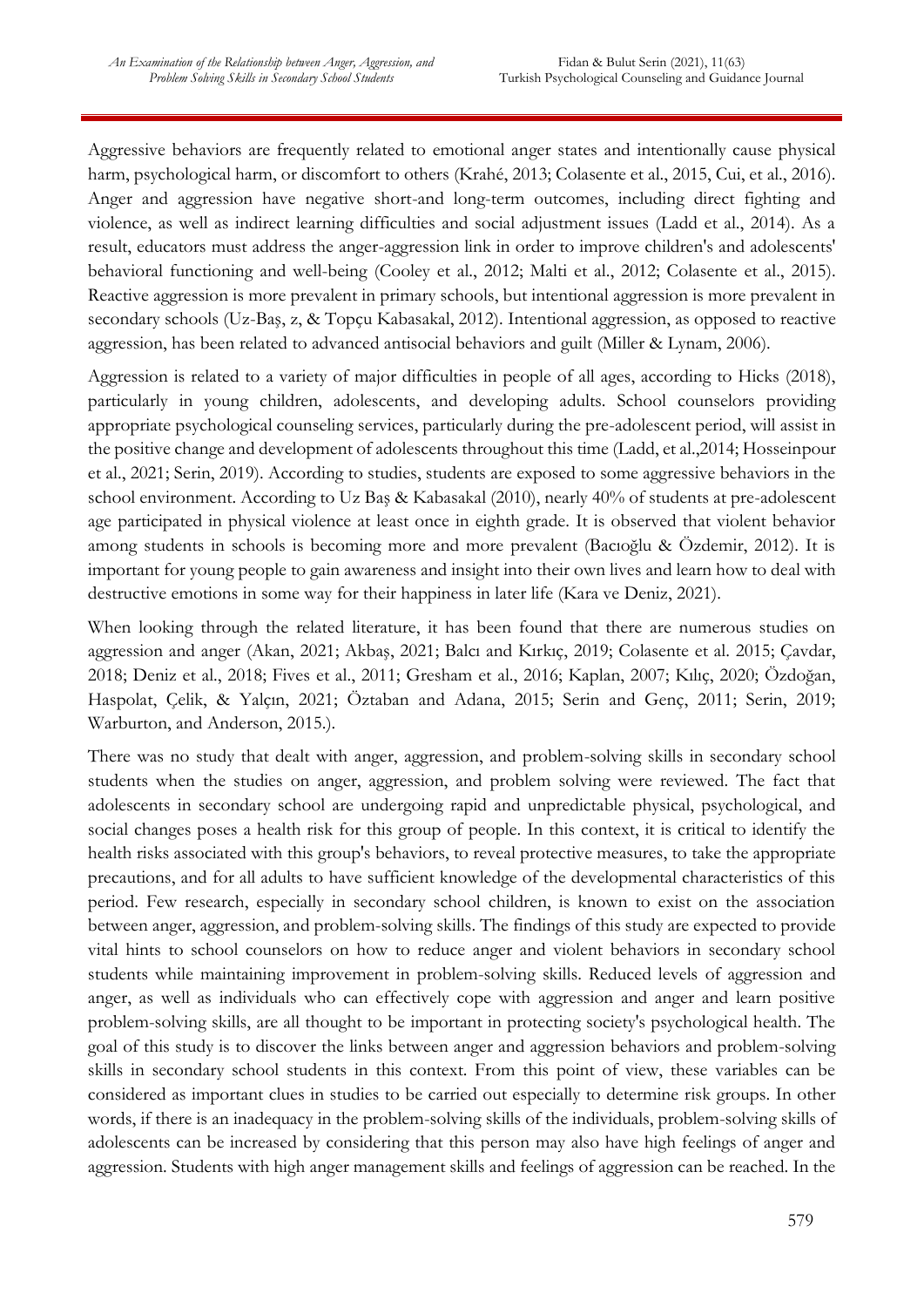Aggressive behaviors are frequently related to emotional anger states and intentionally cause physical harm, psychological harm, or discomfort to others (Krahé, 2013; Colasente et al., 2015, Cui, et al., 2016). Anger and aggression have negative short-and long-term outcomes, including direct fighting and violence, as well as indirect learning difficulties and social adjustment issues (Ladd et al., 2014). As a result, educators must address the anger-aggression link in order to improve children's and adolescents' behavioral functioning and well-being (Cooley et al., 2012; Malti et al., 2012; Colasente et al., 2015). Reactive aggression is more prevalent in primary schools, but intentional aggression is more prevalent in secondary schools (Uz-Baş, z, & Topçu Kabasakal, 2012). Intentional aggression, as opposed to reactive aggression, has been related to advanced antisocial behaviors and guilt (Miller & Lynam, 2006).

Aggression is related to a variety of major difficulties in people of all ages, according to Hicks (2018), particularly in young children, adolescents, and developing adults. School counselors providing appropriate psychological counseling services, particularly during the pre-adolescent period, will assist in the positive change and development of adolescents throughout this time (Ladd, et al.,2014; Hosseinpour et al., 2021; Serin, 2019). According to studies, students are exposed to some aggressive behaviors in the school environment. According to Uz Baş & Kabasakal (2010), nearly 40% of students at pre-adolescent age participated in physical violence at least once in eighth grade. It is observed that violent behavior among students in schools is becoming more and more prevalent (Bacıoğlu & Özdemir, 2012). It is important for young people to gain awareness and insight into their own lives and learn how to deal with destructive emotions in some way for their happiness in later life (Kara ve Deniz, 2021).

When looking through the related literature, it has been found that there are numerous studies on aggression and anger (Akan, 2021; Akbaş, 2021; Balcı and Kırkıç, 2019; Colasente et al. 2015; Çavdar, 2018; Deniz et al., 2018; Fives et al., 2011; Gresham et al., 2016; Kaplan, 2007; Kılıç, 2020; Özdoğan, Haspolat, Çelik, & Yalçın, 2021; Öztaban and Adana, 2015; Serin and Genç, 2011; Serin, 2019; Warburton, and Anderson, 2015.).

There was no study that dealt with anger, aggression, and problem-solving skills in secondary school students when the studies on anger, aggression, and problem solving were reviewed. The fact that adolescents in secondary school are undergoing rapid and unpredictable physical, psychological, and social changes poses a health risk for this group of people. In this context, it is critical to identify the health risks associated with this group's behaviors, to reveal protective measures, to take the appropriate precautions, and for all adults to have sufficient knowledge of the developmental characteristics of this period. Few research, especially in secondary school children, is known to exist on the association between anger, aggression, and problem-solving skills. The findings of this study are expected to provide vital hints to school counselors on how to reduce anger and violent behaviors in secondary school students while maintaining improvement in problem-solving skills. Reduced levels of aggression and anger, as well as individuals who can effectively cope with aggression and anger and learn positive problem-solving skills, are all thought to be important in protecting society's psychological health. The goal of this study is to discover the links between anger and aggression behaviors and problem-solving skills in secondary school students in this context. From this point of view, these variables can be considered as important clues in studies to be carried out especially to determine risk groups. In other words, if there is an inadequacy in the problem-solving skills of the individuals, problem-solving skills of adolescents can be increased by considering that this person may also have high feelings of anger and aggression. Students with high anger management skills and feelings of aggression can be reached. In the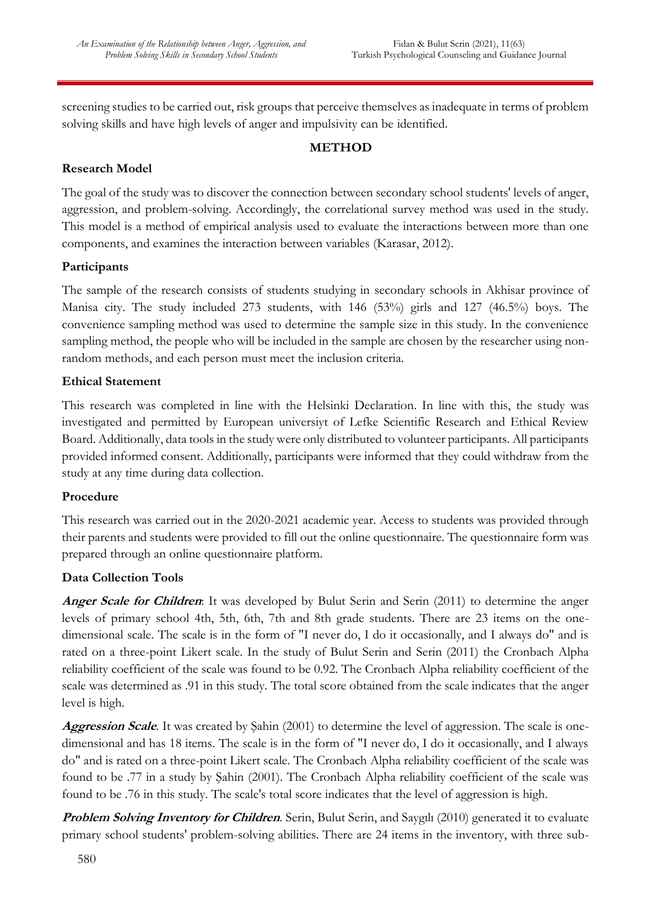screening studies to be carried out, risk groups that perceive themselves as inadequate in terms of problem solving skills and have high levels of anger and impulsivity can be identified.

## METHOD

### Research Model

The goal of the study was to discover the connection between secondary school students' levels of anger, aggression, and problem-solving. Accordingly, the correlational survey method was used in the study. This model is a method of empirical analysis used to evaluate the interactions between more than one components, and examines the interaction between variables (Karasar, 2012).

### Participants

The sample of the research consists of students studying in secondary schools in Akhisar province of Manisa city. The study included 273 students, with 146 (53%) girls and 127 (46.5%) boys. The convenience sampling method was used to determine the sample size in this study. In the convenience sampling method, the people who will be included in the sample are chosen by the researcher using non-random methods, and each person must meet the inclusion criteria.

### Ethical Statement

This research was completed in line with the Helsinki Declaration. In line with this, the study was investigated and permitted by European universiyt of Lefke Scientific Research and Ethical Review Board. Additionally, data tools in the study were only distributed to volunteer participants. All participants provided informed consent. Additionally, participants were informed that they could withdraw from the study at any time during data collection.

### Procedure

This research was carried out in the 2020-2021 academic year. Access to students was provided through their parents and students were provided to fill out the online questionnaire. The questionnaire form was prepared through an online questionnaire platform.

### Data Collection Tools

***Anger Scale for Children***: It was developed by Bulut Serin and Serin (2011) to determine the anger levels of primary school 4th, 5th, 6th, 7th and 8th grade students. There are 23 items on the one-dimensional scale. The scale is in the form of "I never do, I do it occasionally, and I always do" and is rated on a three-point Likert scale. In the study of Bulut Serin and Serin (2011) the Cronbach Alpha reliability coefficient of the scale was found to be 0.92. The Cronbach Alpha reliability coefficient of the scale was determined as .91 in this study. The total score obtained from the scale indicates that the anger level is high.

***Aggression Scale***. It was created by Şahin (2001) to determine the level of aggression. The scale is one-dimensional and has 18 items. The scale is in the form of "I never do, I do it occasionally, and I always do" and is rated on a three-point Likert scale. The Cronbach Alpha reliability coefficient of the scale was found to be .77 in a study by Şahin (2001). The Cronbach Alpha reliability coefficient of the scale was found to be .76 in this study. The scale's total score indicates that the level of aggression is high.

***Problem Solving Inventory for Children***. Serin, Bulut Serin, and Saygılı (2010) generated it to evaluate primary school students' problem-solving abilities. There are 24 items in the inventory, with three sub-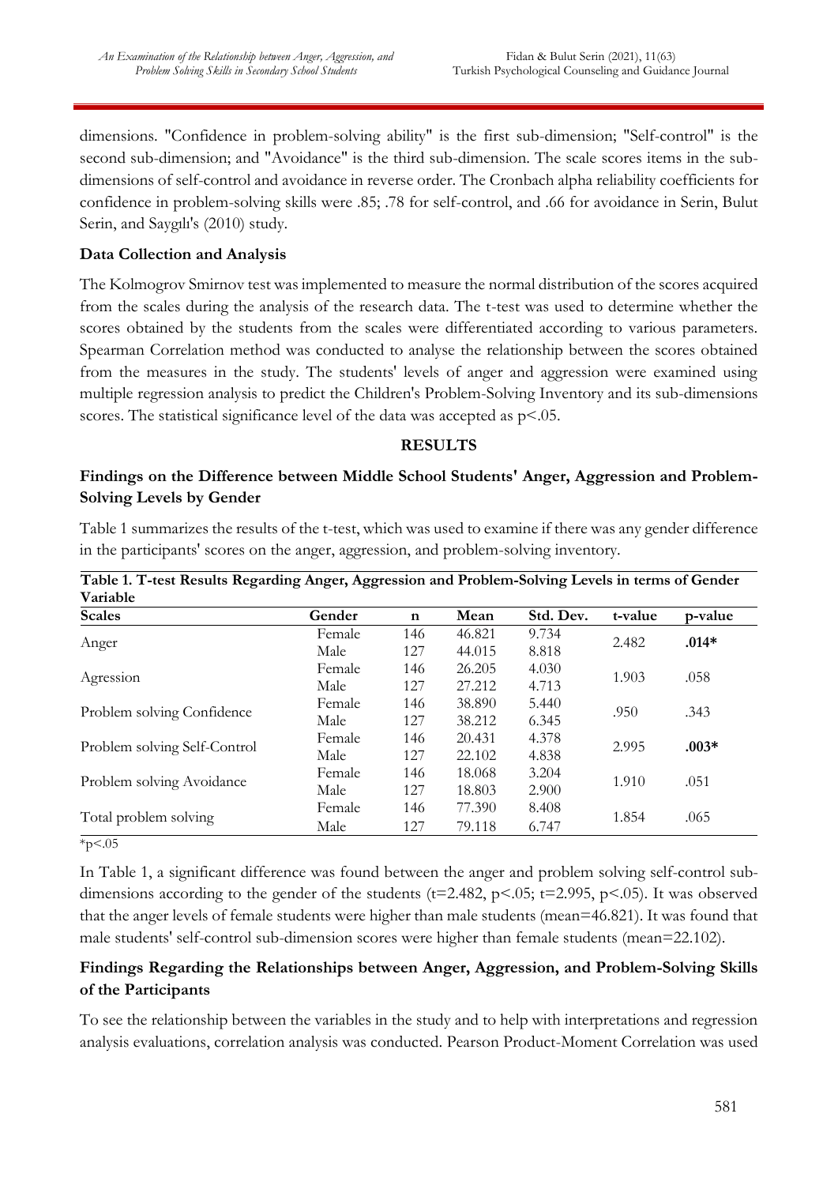dimensions. "Confidence in problem-solving ability" is the first sub-dimension; "Self-control" is the second sub-dimension; and "Avoidance" is the third sub-dimension. The scale scores items in the sub-dimensions of self-control and avoidance in reverse order. The Cronbach alpha reliability coefficients for confidence in problem-solving skills were .85; .78 for self-control, and .66 for avoidance in Serin, Bulut Serin, and Saygılı's (2010) study.

### Data Collection and Analysis

The Kolmogrov Smirnov test was implemented to measure the normal distribution of the scores acquired from the scales during the analysis of the research data. The t-test was used to determine whether the scores obtained by the students from the scales were differentiated according to various parameters. Spearman Correlation method was conducted to analyse the relationship between the scores obtained from the measures in the study. The students' levels of anger and aggression were examined using multiple regression analysis to predict the Children's Problem-Solving Inventory and its sub-dimensions scores. The statistical significance level of the data was accepted as $p<.05$.

## RESULTS

### Findings on the Difference between Middle School Students' Anger, Aggression and Problem-Solving Levels by Gender

Table 1 summarizes the results of the t-test, which was used to examine if there was any gender difference in the participants' scores on the anger, aggression, and problem-solving inventory.

**Table 1. T-test Results Regarding Anger, Aggression and Problem-Solving Levels in terms of Gender Variable**

| Scales | Gender | n | Mean | Std. Dev. | t-value | p-value |
|---|---|---|---|---|---|---|
| Anger | Female | 146 | 46.821 | 9.734 | 2.482 | **.014*** |
| | Male | 127 | 44.015 | 8.818 | | |
| Agression | Female | 146 | 26.205 | 4.030 | 1.903 | .058 |
| | Male | 127 | 27.212 | 4.713 | | |
| Problem solving Confidence | Female | 146 | 38.890 | 5.440 | .950 | .343 |
| | Male | 127 | 38.212 | 6.345 | | |
| Problem solving Self-Control | Female | 146 | 20.431 | 4.378 | 2.995 | **.003*** |
| | Male | 127 | 22.102 | 4.838 | | |
| Problem solving Avoidance | Female | 146 | 18.068 | 3.204 | 1.910 | .051 |
| | Male | 127 | 18.803 | 2.900 | | |
| Total problem solving | Female | 146 | 77.390 | 8.408 | 1.854 | .065 |
| | Male | 127 | 79.118 | 6.747 | | |

*$p<.05$

In Table 1, a significant difference was found between the anger and problem solving self-control sub-dimensions according to the gender of the students ($t=2.482$, $p<.05$; $t=2.995$, $p<.05$). It was observed that the anger levels of female students were higher than male students (mean=46.821). It was found that male students' self-control sub-dimension scores were higher than female students (mean=22.102).

### Findings Regarding the Relationships between Anger, Aggression, and Problem-Solving Skills of the Participants

To see the relationship between the variables in the study and to help with interpretations and regression analysis evaluations, correlation analysis was conducted. Pearson Product-Moment Correlation was used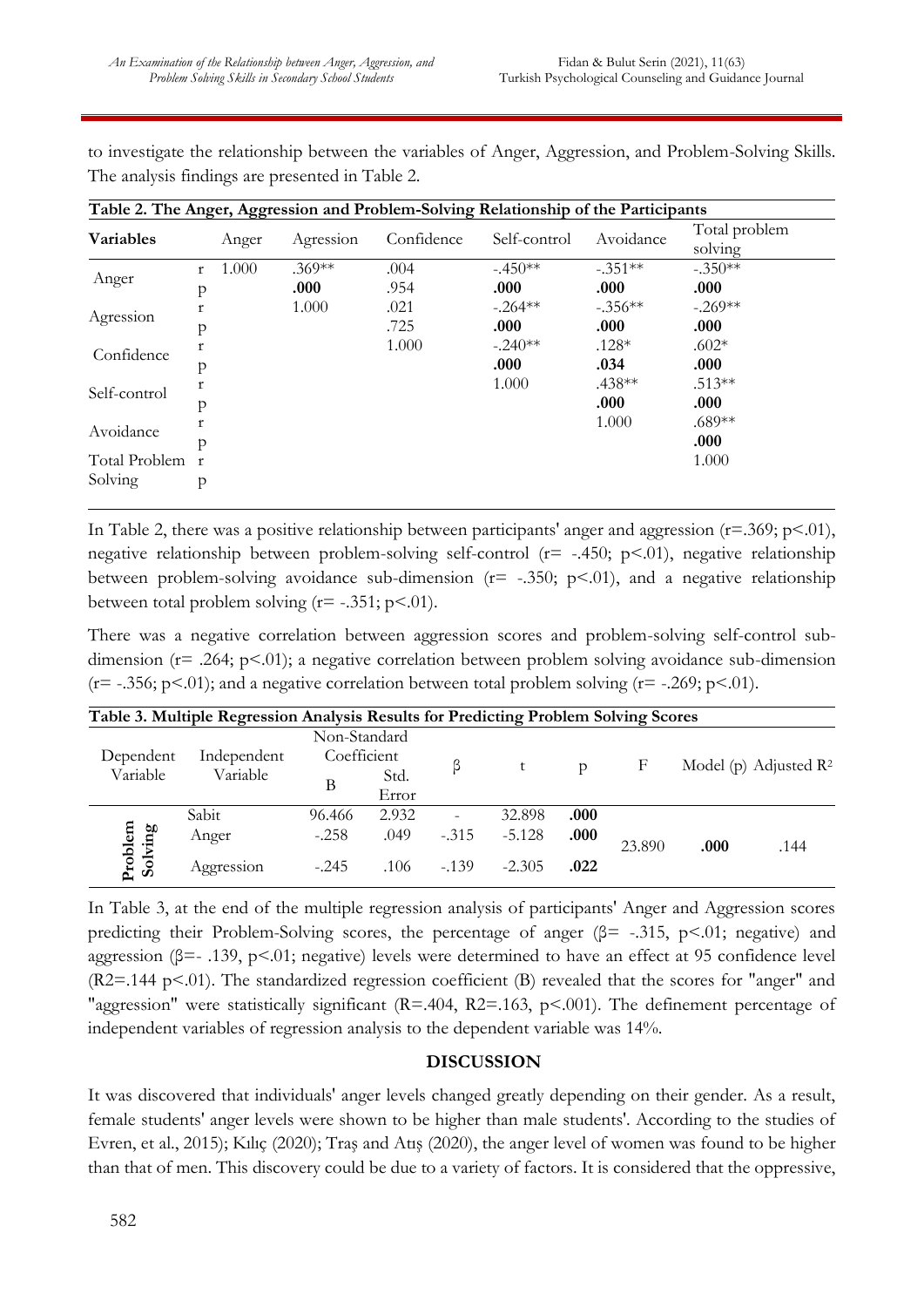to investigate the relationship between the variables of Anger, Aggression, and Problem-Solving Skills. The analysis findings are presented in Table 2.

**Table 2. The Anger, Aggression and Problem-Solving Relationship of the Participants**

| Variables | | Anger | Agression | Confidence | Self-control | Avoidance | Total problem solving |
|---|---|---|---|---|---|---|---|
| Anger | r | 1.000 | .369** | .004 | -.450** | -.351** | -.350** |
| | p | | **.000** | .954 | **.000** | **.000** | **.000** |
| Agression | r | | 1.000 | .021 | -.264** | -.356** | -.269** |
| | p | | | .725 | **.000** | **.000** | **.000** |
| Confidence | r | | | 1.000 | -.240** | .128* | .602* |
| | p | | | | **.000** | **.034** | **.000** |
| Self-control | r | | | | 1.000 | .438** | .513** |
| | p | | | | | **.000** | **.000** |
| Avoidance | r | | | | | 1.000 | .689** |
| | p | | | | | | **.000** |
| Total Problem Solving | r | | | | | | 1.000 |
| | p | | | | | | |

In Table 2, there was a positive relationship between participants' anger and aggression ($r=.369$; $p<.01$), negative relationship between problem-solving self-control ($r= -.450$; $p<.01$), negative relationship between problem-solving avoidance sub-dimension ($r= -.350$; $p<.01$), and a negative relationship between total problem solving ($r= -.351$; $p<.01$).

There was a negative correlation between aggression scores and problem-solving self-control sub-dimension ($r= .264$; $p<.01$); a negative correlation between problem solving avoidance sub-dimension ($r= -.356$; $p<.01$); and a negative correlation between total problem solving ($r= -.269$; $p<.01$).

**Table 3. Multiple Regression Analysis Results for Predicting Problem Solving Scores**

| Dependent Variable | Independent Variable | Non-Standard Coefficient B | Std. Error | β | t | p | F | Model (p) | Adjusted $R^2$ |
|---|---|---|---|---|---|---|---|---|---|
| Problem Solving | Sabit | 96.466 | 2.932 | - | 32.898 | **.000** | 23.890 | **.000** | .144 |
| | Anger | -.258 | .049 | -.315 | -5.128 | **.000** | | | |
| | Aggression | -.245 | .106 | -.139 | -2.305 | **.022** | | | |

In Table 3, at the end of the multiple regression analysis of participants' Anger and Aggression scores predicting their Problem-Solving scores, the percentage of anger ($\beta= -.315$, $p<.01$; negative) and aggression ($\beta=- .139$, $p<.01$; negative) levels were determined to have an effect at 95 confidence level ($R2=.144$ $p<.01$). The standardized regression coefficient (B) revealed that the scores for "anger" and "aggression" were statistically significant ($R=.404$, $R2=.163$, $p<.001$). The definement percentage of independent variables of regression analysis to the dependent variable was 14%.

## DISCUSSION

It was discovered that individuals' anger levels changed greatly depending on their gender. As a result, female students' anger levels were shown to be higher than male students'. According to the studies of Evren, et al., 2015); Kılıç (2020); Traş and Atış (2020), the anger level of women was found to be higher than that of men. This discovery could be due to a variety of factors. It is considered that the oppressive,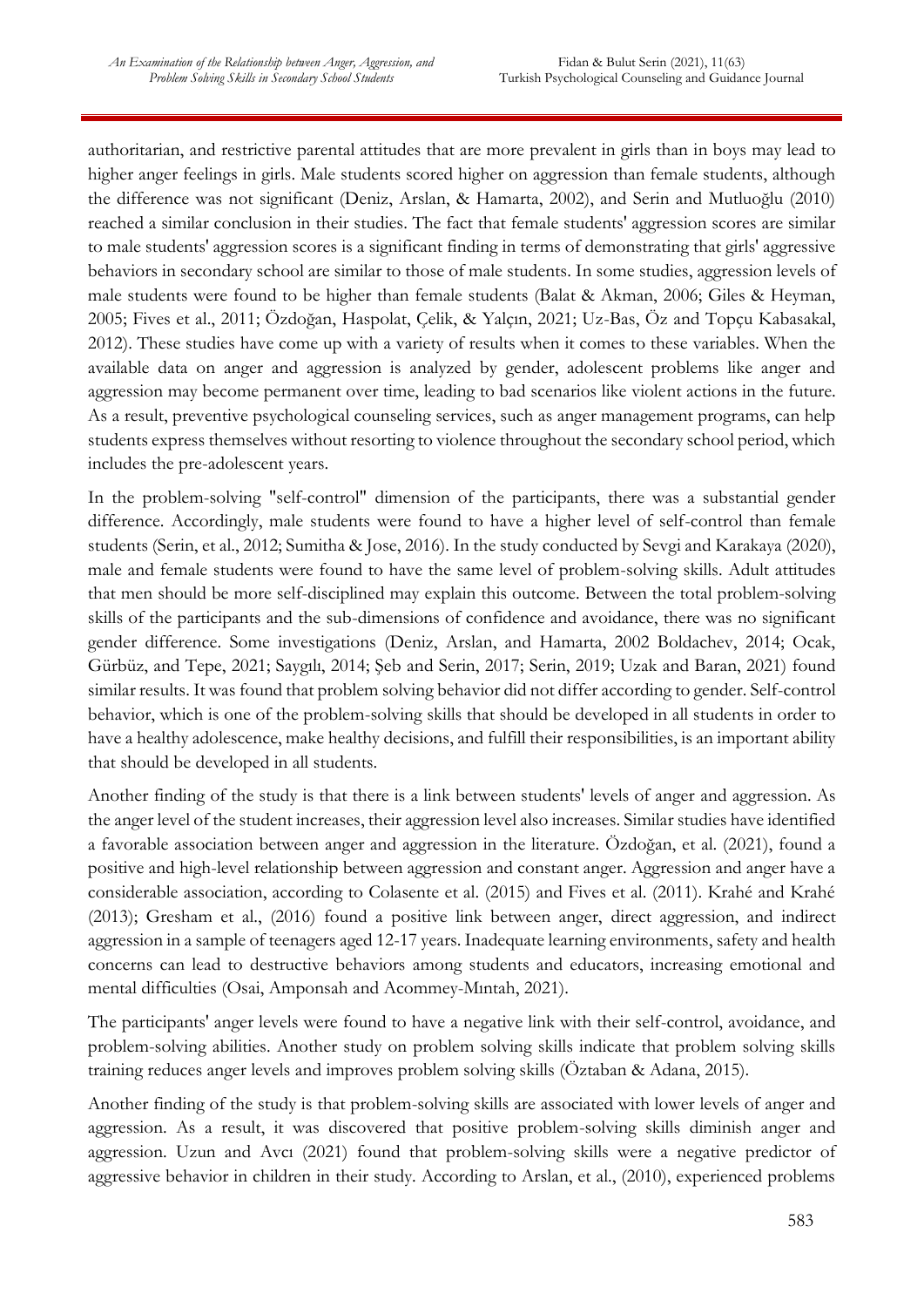authoritarian, and restrictive parental attitudes that are more prevalent in girls than in boys may lead to higher anger feelings in girls. Male students scored higher on aggression than female students, although the difference was not significant (Deniz, Arslan, & Hamarta, 2002), and Serin and Mutluoğlu (2010) reached a similar conclusion in their studies. The fact that female students' aggression scores are similar to male students' aggression scores is a significant finding in terms of demonstrating that girls' aggressive behaviors in secondary school are similar to those of male students. In some studies, aggression levels of male students were found to be higher than female students (Balat & Akman, 2006; Giles & Heyman, 2005; Fives et al., 2011; Özdoğan, Haspolat, Çelik, & Yalçın, 2021; Uz-Bas, Öz and Topçu Kabasakal, 2012). These studies have come up with a variety of results when it comes to these variables. When the available data on anger and aggression is analyzed by gender, adolescent problems like anger and aggression may become permanent over time, leading to bad scenarios like violent actions in the future. As a result, preventive psychological counseling services, such as anger management programs, can help students express themselves without resorting to violence throughout the secondary school period, which includes the pre-adolescent years.

In the problem-solving "self-control" dimension of the participants, there was a substantial gender difference. Accordingly, male students were found to have a higher level of self-control than female students (Serin, et al., 2012; Sumitha & Jose, 2016). In the study conducted by Sevgi and Karakaya (2020), male and female students were found to have the same level of problem-solving skills. Adult attitudes that men should be more self-disciplined may explain this outcome. Between the total problem-solving skills of the participants and the sub-dimensions of confidence and avoidance, there was no significant gender difference. Some investigations (Deniz, Arslan, and Hamarta, 2002 Boldachev, 2014; Ocak, Gürbüz, and Tepe, 2021; Saygılı, 2014; Şeb and Serin, 2017; Serin, 2019; Uzak and Baran, 2021) found similar results. It was found that problem solving behavior did not differ according to gender. Self-control behavior, which is one of the problem-solving skills that should be developed in all students in order to have a healthy adolescence, make healthy decisions, and fulfill their responsibilities, is an important ability that should be developed in all students.

Another finding of the study is that there is a link between students' levels of anger and aggression. As the anger level of the student increases, their aggression level also increases. Similar studies have identified a favorable association between anger and aggression in the literature. Özdoğan, et al. (2021), found a positive and high-level relationship between aggression and constant anger. Aggression and anger have a considerable association, according to Colasente et al. (2015) and Fives et al. (2011). Krahé and Krahé (2013); Gresham et al., (2016) found a positive link between anger, direct aggression, and indirect aggression in a sample of teenagers aged 12-17 years. Inadequate learning environments, safety and health concerns can lead to destructive behaviors among students and educators, increasing emotional and mental difficulties (Osai, Amponsah and Acommey-Mıntah, 2021).

The participants' anger levels were found to have a negative link with their self-control, avoidance, and problem-solving abilities. Another study on problem solving skills indicate that problem solving skills training reduces anger levels and improves problem solving skills (Öztaban & Adana, 2015).

Another finding of the study is that problem-solving skills are associated with lower levels of anger and aggression. As a result, it was discovered that positive problem-solving skills diminish anger and aggression. Uzun and Avcı (2021) found that problem-solving skills were a negative predictor of aggressive behavior in children in their study. According to Arslan, et al., (2010), experienced problems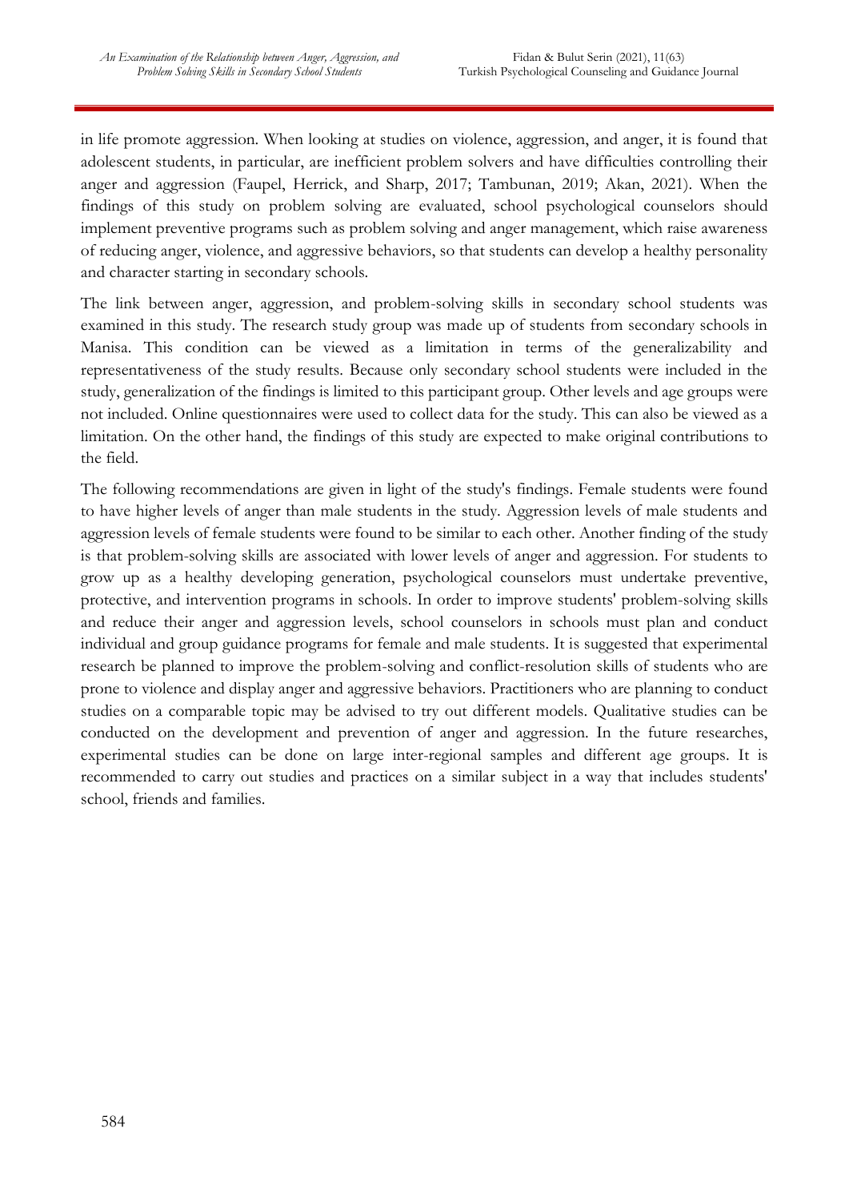in life promote aggression. When looking at studies on violence, aggression, and anger, it is found that adolescent students, in particular, are inefficient problem solvers and have difficulties controlling their anger and aggression (Faupel, Herrick, and Sharp, 2017; Tambunan, 2019; Akan, 2021). When the findings of this study on problem solving are evaluated, school psychological counselors should implement preventive programs such as problem solving and anger management, which raise awareness of reducing anger, violence, and aggressive behaviors, so that students can develop a healthy personality and character starting in secondary schools.

The link between anger, aggression, and problem-solving skills in secondary school students was examined in this study. The research study group was made up of students from secondary schools in Manisa. This condition can be viewed as a limitation in terms of the generalizability and representativeness of the study results. Because only secondary school students were included in the study, generalization of the findings is limited to this participant group. Other levels and age groups were not included. Online questionnaires were used to collect data for the study. This can also be viewed as a limitation. On the other hand, the findings of this study are expected to make original contributions to the field.

The following recommendations are given in light of the study's findings. Female students were found to have higher levels of anger than male students in the study. Aggression levels of male students and aggression levels of female students were found to be similar to each other. Another finding of the study is that problem-solving skills are associated with lower levels of anger and aggression. For students to grow up as a healthy developing generation, psychological counselors must undertake preventive, protective, and intervention programs in schools. In order to improve students' problem-solving skills and reduce their anger and aggression levels, school counselors in schools must plan and conduct individual and group guidance programs for female and male students. It is suggested that experimental research be planned to improve the problem-solving and conflict-resolution skills of students who are prone to violence and display anger and aggressive behaviors. Practitioners who are planning to conduct studies on a comparable topic may be advised to try out different models. Qualitative studies can be conducted on the development and prevention of anger and aggression. In the future researches, experimental studies can be done on large inter-regional samples and different age groups. It is recommended to carry out studies and practices on a similar subject in a way that includes students' school, friends and families.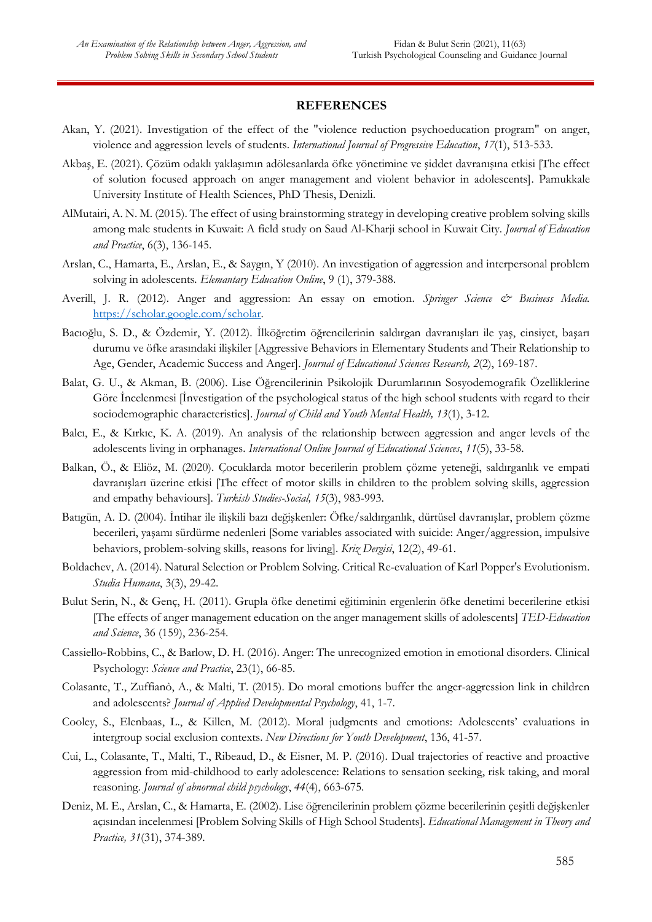## REFERENCES

Akan, Y. (2021). Investigation of the effect of the "violence reduction psychoeducation program" on anger, violence and aggression levels of students. *International Journal of Progressive Education*, *17*(1), 513-533.

Akbaş, E. (2021). Çözüm odaklı yaklaşımın adölesanlarda öfke yönetimine ve şiddet davranışına etkisi [The effect of solution focused approach on anger management and violent behavior in adolescents]. Pamukkale University Institute of Health Sciences, PhD Thesis, Denizli.

AlMutairi, A. N. M. (2015). The effect of using brainstorming strategy in developing creative problem solving skills among male students in Kuwait: A field study on Saud Al-Kharji school in Kuwait City. *Journal of Education and Practice*, 6(3), 136-145.

Arslan, C., Hamarta, E., Arslan, E., & Saygın, Y (2010). An investigation of aggression and interpersonal problem solving in adolescents. *Elemantary Education Online*, 9 (1), 379-388.

Averill, J. R. (2012). Anger and aggression: An essay on emotion. *Springer Science & Business Media.* https://scholar.google.com/scholar.

Bacıoğlu, S. D., & Özdemir, Y. (2012). İlköğretim öğrencilerinin saldırgan davranışları ile yaş, cinsiyet, başarı durumu ve öfke arasındaki ilişkiler [Aggressive Behaviors in Elementary Students and Their Relationship to Age, Gender, Academic Success and Anger]. *Journal of Educational Sciences Research, 2*(2), 169-187.

Balat, G. U., & Akman, B. (2006). Lise Öğrencilerinin Psikolojik Durumlarının Sosyodemografik Özelliklerine Göre İncelenmesi [Investigation of the psychological status of the high school students with regard to their sociodemographic characteristics]. *Journal of Child and Youth Mental Health, 13*(1), 3-12.

Balcı, E., & Kırkıc, K. A. (2019). An analysis of the relationship between aggression and anger levels of the adolescents living in orphanages. *International Online Journal of Educational Sciences*, *11*(5), 33-58.

Balkan, Ö., & Eliöz, M. (2020). Çocuklarda motor becerilerin problem çözme yeteneği, saldırganlık ve empati davranışları üzerine etkisi [The effect of motor skills in children to the problem solving skills, aggression and empathy behaviours]. *Turkish Studies-Social, 15*(3), 983-993.

Batıgün, A. D. (2004). İntihar ile ilişkili bazı değişkenler: Öfke/saldırganlık, dürtüsel davranışlar, problem çözme becerileri, yaşamı sürdürme nedenleri [Some variables associated with suicide: Anger/aggression, impulsive behaviors, problem-solving skills, reasons for living]. *Kriz Dergisi*, 12(2), 49-61.

Boldachev, A. (2014). Natural Selection or Problem Solving. Critical Re-evaluation of Karl Popper's Evolutionism. *Studia Humana*, 3(3), 29-42.

Bulut Serin, N., & Genç, H. (2011). Grupla öfke denetimi eğitiminin ergenlerin öfke denetimi becerilerine etkisi [The effects of anger management education on the anger management skills of adolescents] *TED-Education and Science*, 36 (159), 236-254.

Cassiello-Robbins, C., & Barlow, D. H. (2016). Anger: The unrecognized emotion in emotional disorders. Clinical Psychology: *Science and Practice*, 23(1), 66-85.

Colasante, T., Zuffianò, A., & Malti, T. (2015). Do moral emotions buffer the anger-aggression link in children and adolescents? *Journal of Applied Developmental Psychology*, 41, 1-7.

Cooley, S., Elenbaas, L., & Killen, M. (2012). Moral judgments and emotions: Adolescents' evaluations in intergroup social exclusion contexts. *New Directions for Youth Development*, 136, 41-57.

Cui, L., Colasante, T., Malti, T., Ribeaud, D., & Eisner, M. P. (2016). Dual trajectories of reactive and proactive aggression from mid-childhood to early adolescence: Relations to sensation seeking, risk taking, and moral reasoning. *Journal of abnormal child psychology*, *44*(4), 663-675.

Deniz, M. E., Arslan, C., & Hamarta, E. (2002). Lise öğrencilerinin problem çözme becerilerinin çeşitli değişkenler açısından incelenmesi [Problem Solving Skills of High School Students]. *Educational Management in Theory and Practice, 31*(31), 374-389.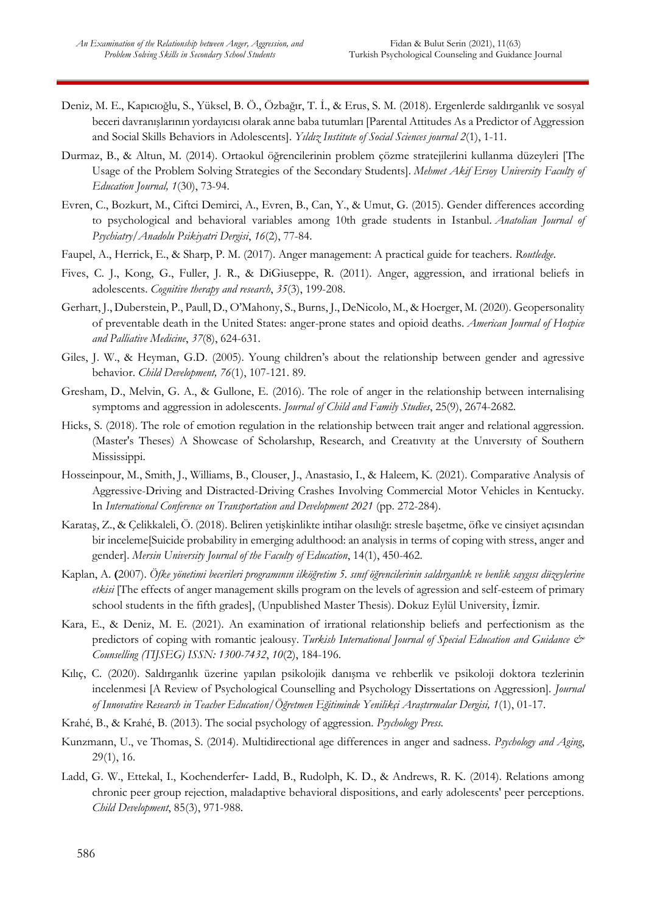Deniz, M. E., Kapıcıoğlu, S., Yüksel, B. Ö., Özbağır, T. İ., & Erus, S. M. (2018). Ergenlerde saldırganlık ve sosyal beceri davranışlarının yordayıcısı olarak anne baba tutumları [Parental Attitudes As a Predictor of Aggression and Social Skills Behaviors in Adolescents]. *Yıldız Institute of Social Sciences journal 2*(1), 1-11.

Durmaz, B., & Altun, M. (2014). Ortaokul öğrencilerinin problem çözme stratejilerini kullanma düzeyleri [The Usage of the Problem Solving Strategies of the Secondary Students]. *Mehmet Akif Ersoy University Faculty of Education Journal, 1*(30), 73-94.

Evren, C., Bozkurt, M., Ciftci Demirci, A., Evren, B., Can, Y., & Umut, G. (2015). Gender differences according to psychological and behavioral variables among 10th grade students in Istanbul. *Anatolian Journal of Psychiatry/Anadolu Psikiyatri Dergisi*, *16*(2), 77-84.

Faupel, A., Herrick, E., & Sharp, P. M. (2017). Anger management: A practical guide for teachers. *Routledge*.

Fives, C. J., Kong, G., Fuller, J. R., & DiGiuseppe, R. (2011). Anger, aggression, and irrational beliefs in adolescents. *Cognitive therapy and research*, *35*(3), 199-208.

Gerhart, J., Duberstein, P., Paull, D., O'Mahony, S., Burns, J., DeNicolo, M., & Hoerger, M. (2020). Geopersonality of preventable death in the United States: anger-prone states and opioid deaths. *American Journal of Hospice and Palliative Medicine*, *37*(8), 624-631.

Giles, J. W., & Heyman, G.D. (2005). Young children's about the relationship between gender and agressive behavior. *Child Development, 76*(1), 107-121. 89.

Gresham, D., Melvin, G. A., & Gullone, E. (2016). The role of anger in the relationship between internalising symptoms and aggression in adolescents. *Journal of Child and Family Studies*, 25(9), 2674-2682.

Hicks, S. (2018). The role of emotion regulation in the relationship between trait anger and relational aggression. (Master's Theses) A Showcase of Scholarshıp, Research, and Creatıvıty at the Unıversıty of Southern Mississippi.

Hosseinpour, M., Smith, J., Williams, B., Clouser, J., Anastasio, I., & Haleem, K. (2021). Comparative Analysis of Aggressive-Driving and Distracted-Driving Crashes Involving Commercial Motor Vehicles in Kentucky. In *International Conference on Transportation and Development 2021* (pp. 272-284).

Karataş, Z., & Çelikkaleli, Ö. (2018). Beliren yetişkinlikte intihar olasılığı: stresle başetme, öfke ve cinsiyet açısından bir inceleme[Suicide probability in emerging adulthood: an analysis in terms of coping with stress, anger and gender]. *Mersin University Journal of the Faculty of Education*, 14(1), 450-462.

Kaplan, A. **(**2007). *Öfke yönetimi becerileri programının ilköğretim 5. sınıf öğrencilerinin saldırganlık ve benlik saygısı düzeylerine etkisi* [The effects of anger management skills program on the levels of agression and self-esteem of primary school students in the fifth grades], (Unpublished Master Thesis). Dokuz Eylül University, İzmir.

Kara, E., & Deniz, M. E. (2021). An examination of irrational relationship beliefs and perfectionism as the predictors of coping with romantic jealousy. *Turkish International Journal of Special Education and Guidance & Counselling (TIJSEG) ISSN: 1300-7432*, *10*(2), 184-196.

Kılıç, C. (2020). Saldırganlık üzerine yapılan psikolojik danışma ve rehberlik ve psikoloji doktora tezlerinin incelenmesi [A Review of Psychological Counselling and Psychology Dissertations on Aggression]. *Journal of Innovative Research in Teacher Education/Öğretmen Eğitiminde Yenilikçi Araştırmalar Dergisi, 1*(1), 01-17.

Krahé, B., & Krahé, B. (2013). The social psychology of aggression. *Psychology Press.*

Kunzmann, U., ve Thomas, S. (2014). Multidirectional age differences in anger and sadness. *Psychology and Aging*, 29(1), 16.

Ladd, G. W., Ettekal, I., Kochenderfer‐ Ladd, B., Rudolph, K. D., & Andrews, R. K. (2014). Relations among chronic peer group rejection, maladaptive behavioral dispositions, and early adolescents' peer perceptions. *Child Development*, 85(3), 971-988.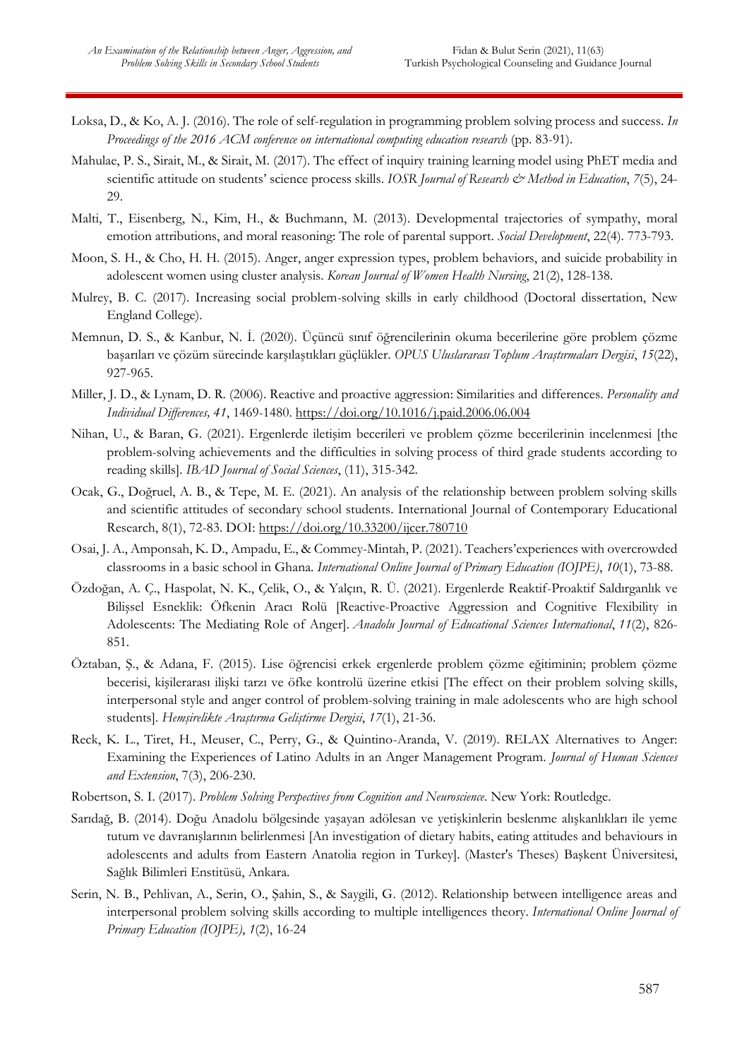Loksa, D., & Ko, A. J. (2016). The role of self-regulation in programming problem solving process and success. *In Proceedings of the 2016 ACM conference on international computing education research* (pp. 83-91).

Mahulae, P. S., Sirait, M., & Sirait, M. (2017). The effect of inquiry training learning model using PhET media and scientific attitude on students' science process skills. *IOSR Journal of Research & Method in Education*, *7*(5), 24-29.

Malti, T., Eisenberg, N., Kim, H., & Buchmann, M. (2013). Developmental trajectories of sympathy, moral emotion attributions, and moral reasoning: The role of parental support. *Social Development*, 22(4). 773-793.

Moon, S. H., & Cho, H. H. (2015). Anger, anger expression types, problem behaviors, and suicide probability in adolescent women using cluster analysis. *Korean Journal of Women Health Nursing*, 21(2), 128-138.

Mulrey, B. C. (2017). Increasing social problem-solving skills in early childhood (Doctoral dissertation, New England College).

Memnun, D. S., & Kanbur, N. İ. (2020). Üçüncü sınıf öğrencilerinin okuma becerilerine göre problem çözme başarıları ve çözüm sürecinde karşılaştıkları güçlükler. *OPUS Uluslararası Toplum Araştırmaları Dergisi*, *15*(22), 927-965.

Miller, J. D., & Lynam, D. R. (2006). Reactive and proactive aggression: Similarities and differences. *Personality and Individual Differences, 41*, 1469-1480. https://doi.org/10.1016/j.paid.2006.06.004

Nihan, U., & Baran, G. (2021). Ergenlerde iletişim becerileri ve problem çözme becerilerinin incelenmesi [the problem-solving achievements and the difficulties in solving process of third grade students according to reading skills]. *IBAD Journal of Social Sciences*, (11), 315-342.

Ocak, G., Doğruel, A. B., & Tepe, M. E. (2021). An analysis of the relationship between problem solving skills and scientific attitudes of secondary school students. International Journal of Contemporary Educational Research, 8(1), 72-83. DOI: https://doi.org/10.33200/ijcer.780710

Osai, J. A., Amponsah, K. D., Ampadu, E., & Commey-Mintah, P. (2021). Teachers'experiences with overcrowded classrooms in a basic school in Ghana. *International Online Journal of Primary Education (IOJPE)*, *10*(1), 73-88.

Özdoğan, A. Ç., Haspolat, N. K., Çelik, O., & Yalçın, R. Ü. (2021). Ergenlerde Reaktif-Proaktif Saldırganlık ve Bilişsel Esneklik: Öfkenin Aracı Rolü [Reactive-Proactive Aggression and Cognitive Flexibility in Adolescents: The Mediating Role of Anger]. *Anadolu Journal of Educational Sciences International*, *11*(2), 826-851.

Öztaban, Ş., & Adana, F. (2015). Lise öğrencisi erkek ergenlerde problem çözme eğitiminin; problem çözme becerisi, kişilerarası ilişki tarzı ve öfke kontrolü üzerine etkisi [The effect on their problem solving skills, interpersonal style and anger control of problem-solving training in male adolescents who are high school students]. *Hemşirelikte Araştırma Geliştirme Dergisi*, *17*(1), 21-36.

Reck, K. L., Tiret, H., Meuser, C., Perry, G., & Quintino-Aranda, V. (2019). RELAX Alternatives to Anger: Examining the Experiences of Latino Adults in an Anger Management Program. *Journal of Human Sciences and Extension*, 7(3), 206-230.

Robertson, S. I. (2017). *Problem Solving Perspectives from Cognition and Neuroscience*. New York: Routledge.

Sarıdağ, B. (2014). Doğu Anadolu bölgesinde yaşayan adölesan ve yetişkinlerin beslenme alışkanlıkları ile yeme tutum ve davranışlarının belirlenmesi [An investigation of dietary habits, eating attitudes and behaviours in adolescents and adults from Eastern Anatolia region in Turkey]. (Master's Theses) Başkent Üniversitesi, Sağlık Bilimleri Enstitüsü, Ankara.

Serin, N. B., Pehlivan, A., Serin, O., Şahin, S., & Saygili, G. (2012). Relationship between intelligence areas and interpersonal problem solving skills according to multiple intelligences theory. *International Online Journal of Primary Education (IOJPE)*, *1*(2), 16-24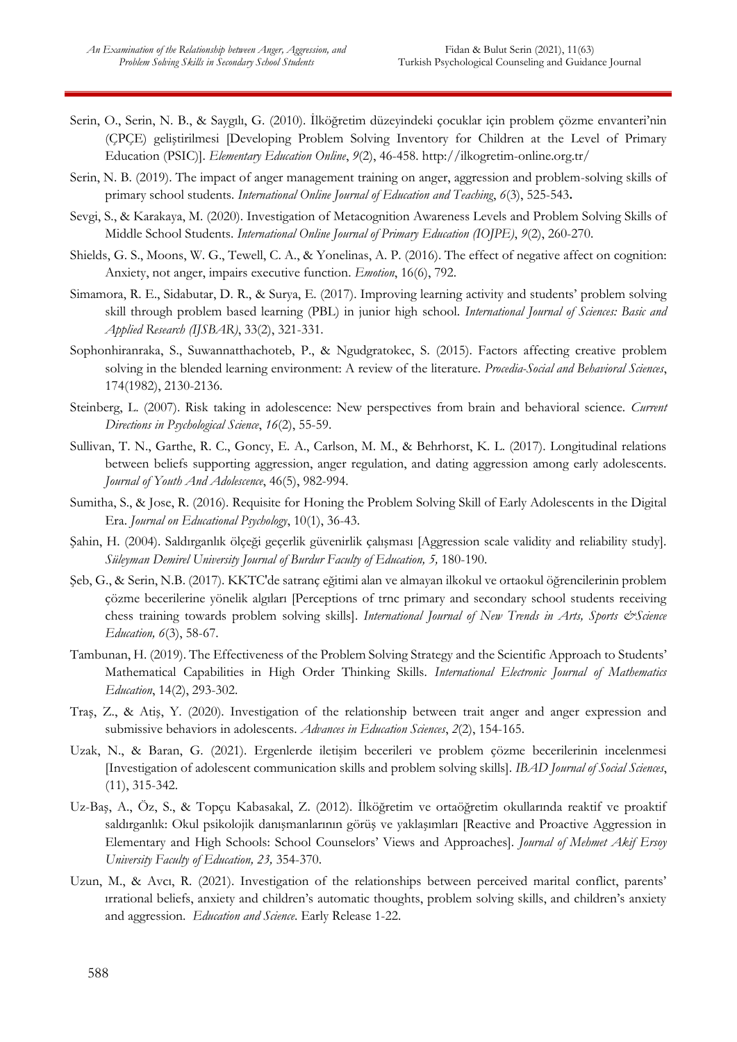Serin, O., Serin, N. B., & Saygılı, G. (2010). İlköğretim düzeyindeki çocuklar için problem çözme envanteri'nin (ÇPÇE) geliştirilmesi [Developing Problem Solving Inventory for Children at the Level of Primary Education (PSIC)]. *Elementary Education Online*, *9*(2), 46-458. http://ilkogretim-online.org.tr/

Serin, N. B. (2019). The impact of anger management training on anger, aggression and problem-solving skills of primary school students. *International Online Journal of Education and Teaching*, *6*(3), 525-543**.**

Sevgi, S., & Karakaya, M. (2020). Investigation of Metacognition Awareness Levels and Problem Solving Skills of Middle School Students. *International Online Journal of Primary Education (IOJPE)*, *9*(2), 260-270.

Shields, G. S., Moons, W. G., Tewell, C. A., & Yonelinas, A. P. (2016). The effect of negative affect on cognition: Anxiety, not anger, impairs executive function. *Emotion*, 16(6), 792.

Simamora, R. E., Sidabutar, D. R., & Surya, E. (2017). Improving learning activity and students' problem solving skill through problem based learning (PBL) in junior high school. *International Journal of Sciences: Basic and Applied Research (IJSBAR)*, 33(2), 321-331.

Sophonhiranraka, S., Suwannatthachoteb, P., & Ngudgratokec, S. (2015). Factors affecting creative problem solving in the blended learning environment: A review of the literature. *Procedia-Social and Behavioral Sciences*, 174(1982), 2130-2136.

Steinberg, L. (2007). Risk taking in adolescence: New perspectives from brain and behavioral science. *Current Directions in Psychological Science*, *16*(2), 55-59.

Sullivan, T. N., Garthe, R. C., Goncy, E. A., Carlson, M. M., & Behrhorst, K. L. (2017). Longitudinal relations between beliefs supporting aggression, anger regulation, and dating aggression among early adolescents. *Journal of Youth And Adolescence*, 46(5), 982-994.

Sumitha, S., & Jose, R. (2016). Requisite for Honing the Problem Solving Skill of Early Adolescents in the Digital Era. *Journal on Educational Psychology*, 10(1), 36-43.

Şahin, H. (2004). Saldırganlık ölçeği geçerlik güvenirlik çalışması [Aggression scale validity and reliability study]. *Süleyman Demirel University Journal of Burdur Faculty of Education, 5,* 180-190.

Şeb, G., & Serin, N.B. (2017). KKTC'de satranç eğitimi alan ve almayan ilkokul ve ortaokul öğrencilerinin problem çözme becerilerine yönelik algıları [Perceptions of trnc primary and secondary school students receiving chess training towards problem solving skills]. *International Journal of New Trends in Arts, Sports &Science Education, 6*(3), 58-67.

Tambunan, H. (2019). The Effectiveness of the Problem Solving Strategy and the Scientific Approach to Students' Mathematical Capabilities in High Order Thinking Skills. *International Electronic Journal of Mathematics Education*, 14(2), 293-302.

Traş, Z., & Atiş, Y. (2020). Investigation of the relationship between trait anger and anger expression and submissive behaviors in adolescents. *Advances in Education Sciences*, *2*(2), 154-165.

Uzak, N., & Baran, G. (2021). Ergenlerde iletişim becerileri ve problem çözme becerilerinin incelenmesi [Investigation of adolescent communication skills and problem solving skills]. *IBAD Journal of Social Sciences*, (11), 315-342.

Uz-Baş, A., Öz, S., & Topçu Kabasakal, Z. (2012). İlköğretim ve ortaöğretim okullarında reaktif ve proaktif saldırganlık: Okul psikolojik danışmanlarının görüş ve yaklaşımları [Reactive and Proactive Aggression in Elementary and High Schools: School Counselors' Views and Approaches]. *Journal of Mehmet Akif Ersoy University Faculty of Education, 23,* 354-370.

Uzun, M., & Avcı, R. (2021). Investigation of the relationships between perceived marital conflict, parents' ırrational beliefs, anxiety and children's automatic thoughts, problem solving skills, and children's anxiety and aggression. *Education and Science*. Early Release 1-22.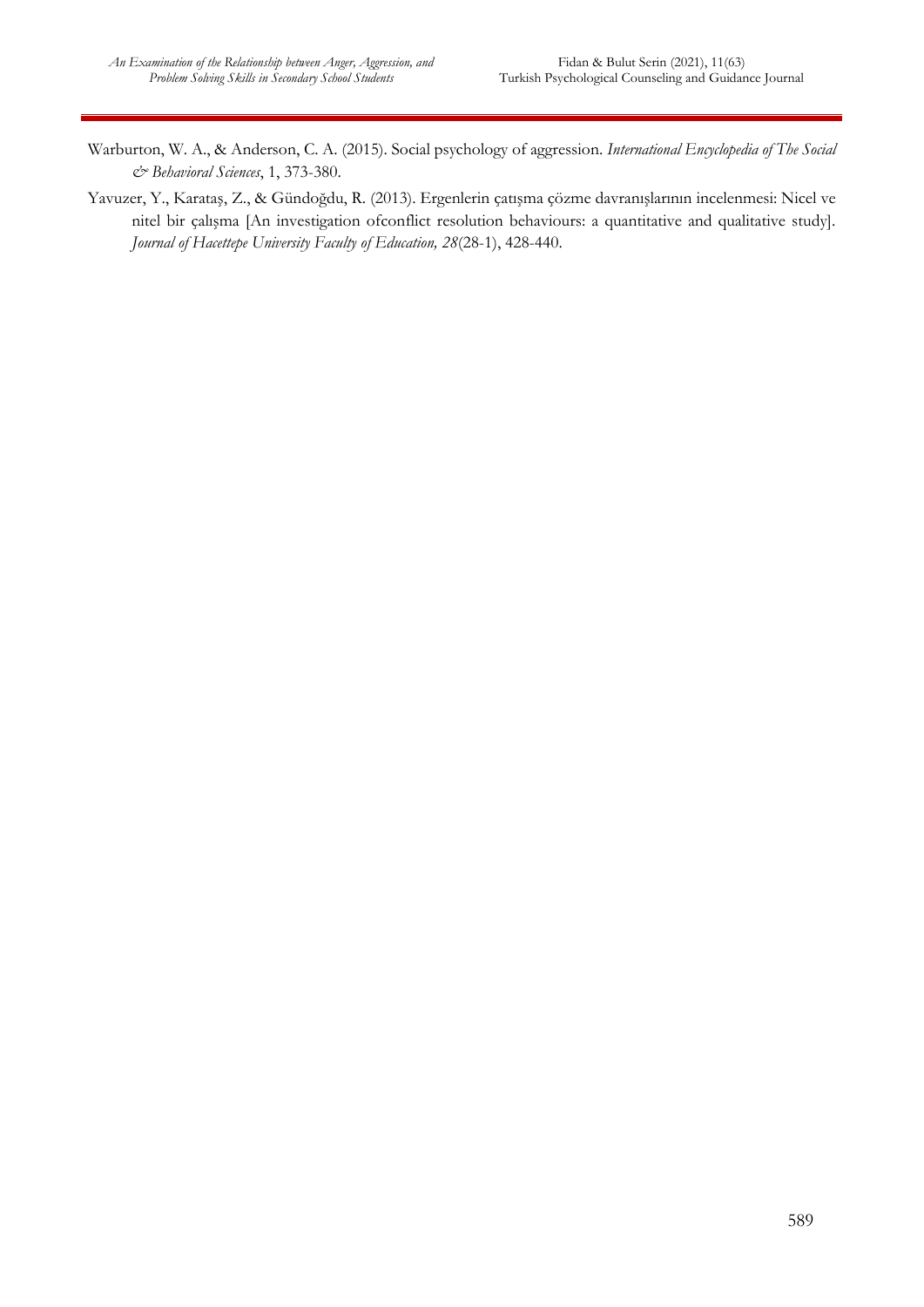Warburton, W. A., & Anderson, C. A. (2015). Social psychology of aggression. *International Encyclopedia of The Social & Behavioral Sciences*, 1, 373-380.

Yavuzer, Y., Karataş, Z., & Gündoğdu, R. (2013). Ergenlerin çatışma çözme davranışlarının incelenmesi: Nicel ve nitel bir çalışma [An investigation ofconflict resolution behaviours: a quantitative and qualitative study]. *Journal of Hacettepe University Faculty of Education, 28*(28-1), 428-440.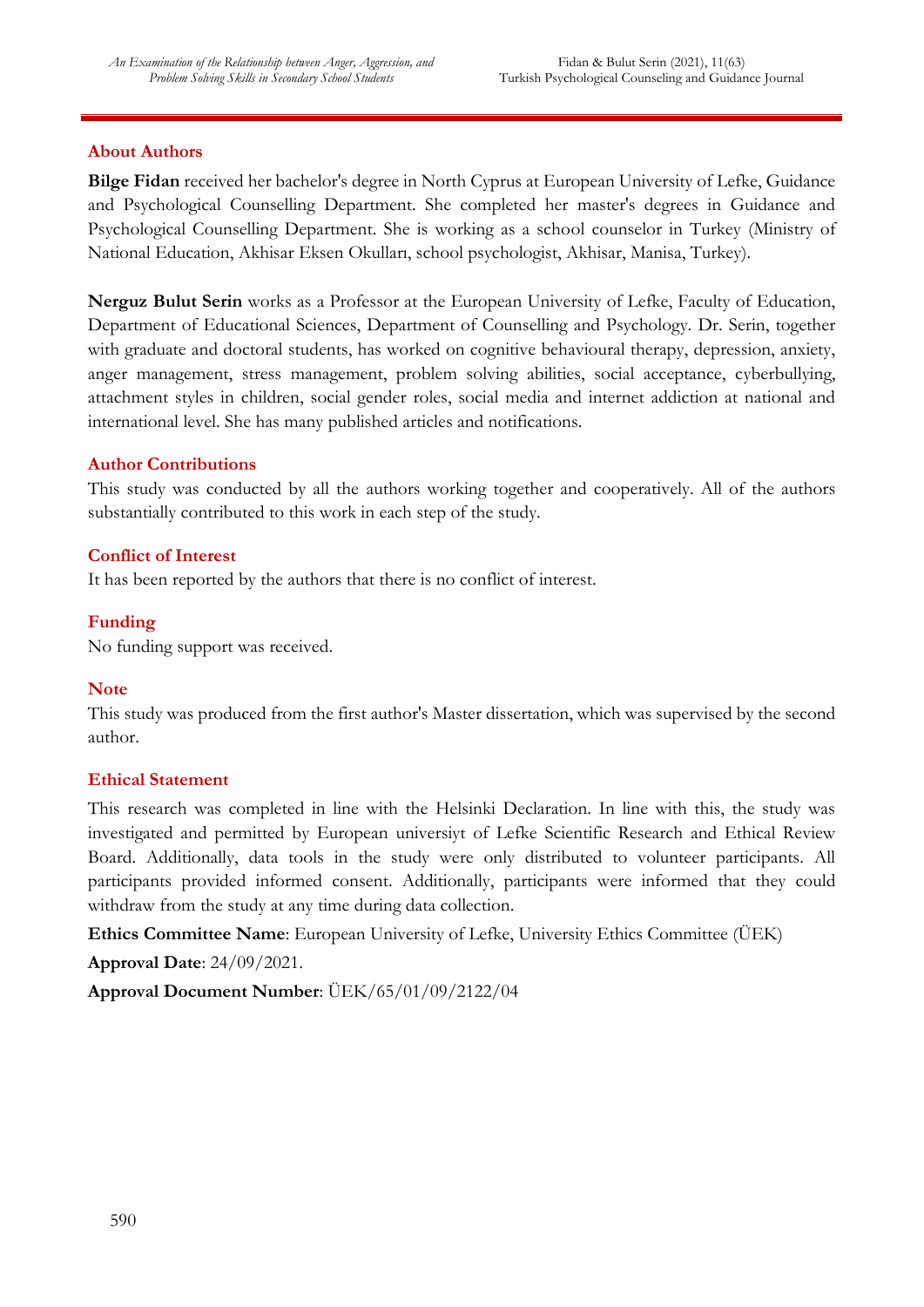## About Authors

**Bilge Fidan** received her bachelor's degree in North Cyprus at European University of Lefke, Guidance and Psychological Counselling Department. She completed her master's degrees in Guidance and Psychological Counselling Department. She is working as a school counselor in Turkey (Ministry of National Education, Akhisar Eksen Okulları, school psychologist, Akhisar, Manisa, Turkey).

**Nerguz Bulut Serin** works as a Professor at the European University of Lefke, Faculty of Education, Department of Educational Sciences, Department of Counselling and Psychology. Dr. Serin, together with graduate and doctoral students, has worked on cognitive behavioural therapy, depression, anxiety, anger management, stress management, problem solving abilities, social acceptance, cyberbullying, attachment styles in children, social gender roles, social media and internet addiction at national and international level. She has many published articles and notifications.

## Author Contributions

This study was conducted by all the authors working together and cooperatively. All of the authors substantially contributed to this work in each step of the study.

## Conflict of Interest

It has been reported by the authors that there is no conflict of interest.

## Funding

No funding support was received.

## Note

This study was produced from the first author's Master dissertation, which was supervised by the second author.

## Ethical Statement

This research was completed in line with the Helsinki Declaration. In line with this, the study was investigated and permitted by European universiyt of Lefke Scientific Research and Ethical Review Board. Additionally, data tools in the study were only distributed to volunteer participants. All participants provided informed consent. Additionally, participants were informed that they could withdraw from the study at any time during data collection.

**Ethics Committee Name**: European University of Lefke, University Ethics Committee (ÜEK)

**Approval Date**: 24/09/2021.

**Approval Document Number**: ÜEK/65/01/09/2122/04